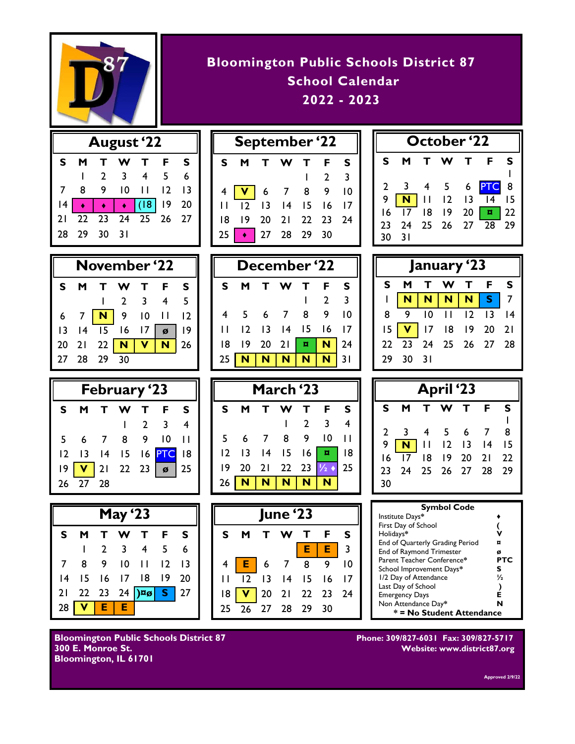# Bloomington Public Schools District 87
## School Calendar
## 2022 - 2023

### August '22

| S | M | T | W | T | F | S |
|---|---|---|---|---|---|---|
| | 1 | 2 | 3 | 4 | 5 | 6 |
| 7 | 8 | 9 | 10 | 11 | 12 | 13 |
| 14 | ♦ | ♦ | ♦ | (18 | 19 | 20 |
| 21 | 22 | 23 | 24 | 25 | 26 | 27 |
| 28 | 29 | 30 | 31 | | | |

### September '22

| S | M | T | W | T | F | S |
|---|---|---|---|---|---|---|
| | | | | 1 | 2 | 3 |
| 4 | V | 6 | 7 | 8 | 9 | 10 |
| 11 | 12 | 13 | 14 | 15 | 16 | 17 |
| 18 | 19 | 20 | 21 | 22 | 23 | 24 |
| 25 | ♦ | 27 | 28 | 29 | 30 | |

### October '22

| S | M | T | W | T | F | S |
|---|---|---|---|---|---|---|
| | | | | | | 1 |
| 2 | 3 | 4 | 5 | 6 | PTC | 8 |
| 9 | N | 11 | 12 | 13 | 14 | 15 |
| 16 | 17 | 18 | 19 | 20 | ¤ | 22 |
| 23 | 24 | 25 | 26 | 27 | 28 | 29 |
| 30 | 31 | | | | | |

### November '22

| S | M | T | W | T | F | S |
|---|---|---|---|---|---|---|
| | | 1 | 2 | 3 | 4 | 5 |
| 6 | 7 | N | 9 | 10 | 11 | 12 |
| 13 | 14 | 15 | 16 | 17 | ø | 19 |
| 20 | 21 | 22 | N | V | N | 26 |
| 27 | 28 | 29 | 30 | | | |

### December '22

| S | M | T | W | T | F | S |
|---|---|---|---|---|---|---|
| | | | | 1 | 2 | 3 |
| 4 | 5 | 6 | 7 | 8 | 9 | 10 |
| 11 | 12 | 13 | 14 | 15 | 16 | 17 |
| 18 | 19 | 20 | 21 | ¤ | N | 24 |
| 25 | N | N | N | N | N | 31 |

### January '23

| S | M | T | W | T | F | S |
|---|---|---|---|---|---|---|
| 1 | N | N | N | N | S | 7 |
| 8 | 9 | 10 | 11 | 12 | 13 | 14 |
| 15 | V | 17 | 18 | 19 | 20 | 21 |
| 22 | 23 | 24 | 25 | 26 | 27 | 28 |
| 29 | 30 | 31 | | | | |

### February '23

| S | M | T | W | T | F | S |
|---|---|---|---|---|---|---|
| | | | 1 | 2 | 3 | 4 |
| 5 | 6 | 7 | 8 | 9 | 10 | 11 |
| 12 | 13 | 14 | 15 | 16 | PTC | 18 |
| 19 | V | 21 | 22 | 23 | ø | 25 |
| 26 | 27 | 28 | | | | |

### March '23

| S | M | T | W | T | F | S |
|---|---|---|---|---|---|---|
| | | | 1 | 2 | 3 | 4 |
| 5 | 6 | 7 | 8 | 9 | 10 | 11 |
| 12 | 13 | 14 | 15 | 16 | ¤ | 18 |
| 19 | 20 | 21 | 22 | 23 | ½ ♦ | 25 |
| 26 | N | N | N | N | N | |

### April '23

| S | M | T | W | T | F | S |
|---|---|---|---|---|---|---|
| | | | | | | 1 |
| 2 | 3 | 4 | 5 | 6 | 7 | 8 |
| 9 | N | 11 | 12 | 13 | 14 | 15 |
| 16 | 17 | 18 | 19 | 20 | 21 | 22 |
| 23 | 24 | 25 | 26 | 27 | 28 | 29 |
| 30 | | | | | | |

### May '23

| S | M | T | W | T | F | S |
|---|---|---|---|---|---|---|
| | 1 | 2 | 3 | 4 | 5 | 6 |
| 7 | 8 | 9 | 10 | 11 | 12 | 13 |
| 14 | 15 | 16 | 17 | 18 | 19 | 20 |
| 21 | 22 | 23 | 24 | )¤ø | S | 27 |
| 28 | V | E | E | | | |

### June '23

| S | M | T | W | T | F | S |
|---|---|---|---|---|---|---|
| | | | | E | E | 3 |
| 4 | E | 6 | 7 | 8 | 9 | 10 |
| 11 | 12 | 13 | 14 | 15 | 16 | 17 |
| 18 | V | 20 | 21 | 22 | 23 | 24 |
| 25 | 26 | 27 | 28 | 29 | 30 | |

### Symbol Code

| | |
|---|---|
| Institute Days* | ♦ |
| First Day of School | ( |
| Holidays* | V |
| End of Quarterly Grading Period | ¤ |
| End of Raymond Trimester | ø |
| Parent Teacher Conference* | PTC |
| School Improvement Days* | S |
| 1/2 Day of Attendance | ½ |
| Last Day of School | ) |
| Emergency Days | E |
| Non Attendance Day* | N |

**\* = No Student Attendance**

**Bloomington Public Schools District 87**
**300 E. Monroe St.**
**Bloomington, IL 61701**

**Phone: 309/827-6031 Fax: 309/827-5717**
**Website: www.district87.org**

Approved 2/9/22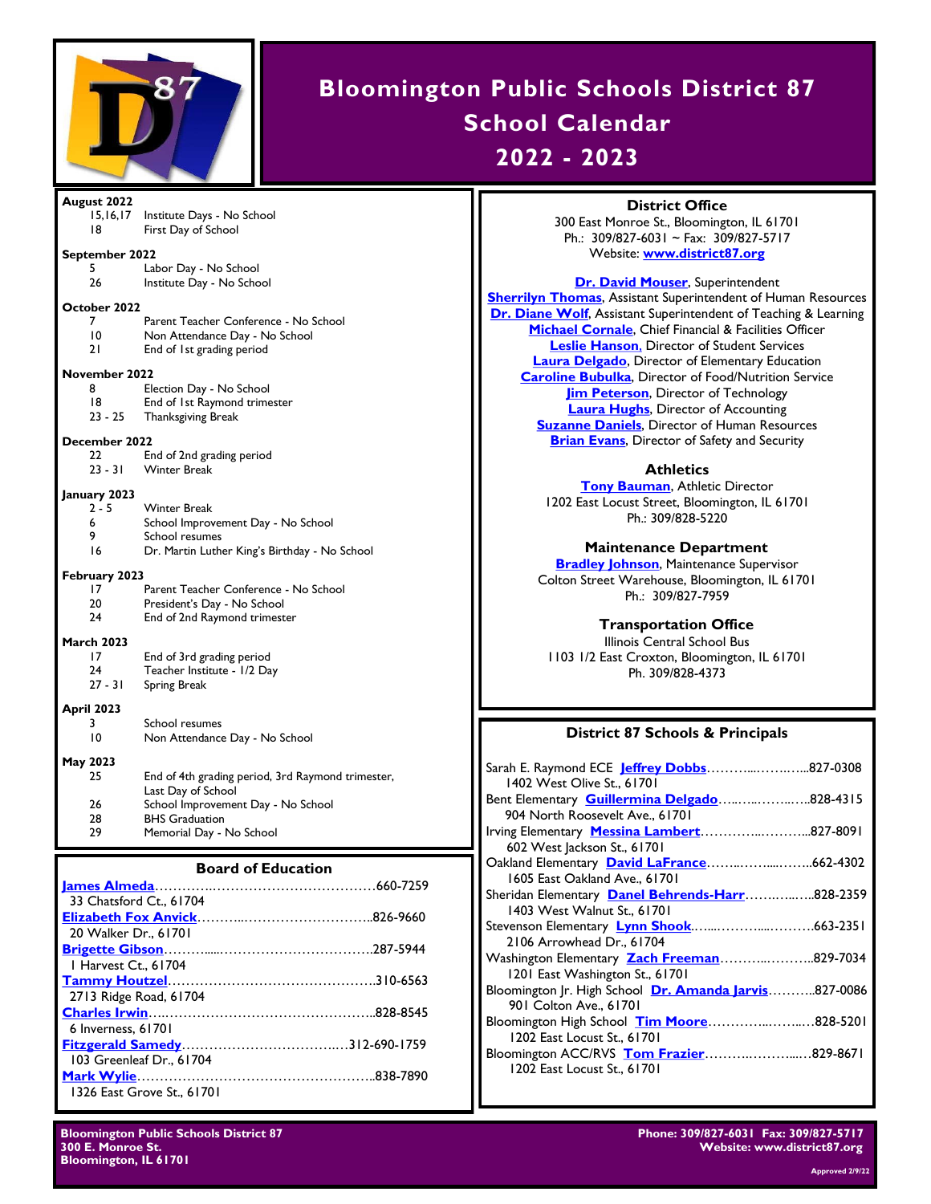# Bloomington Public Schools District 87 School Calendar 2022 - 2023

**August 2022**

| | |
|---|---|
| 15,16,17 | Institute Days - No School |
| 18 | First Day of School |

**September 2022**

| | |
|---|---|
| 5 | Labor Day - No School |
| 26 | Institute Day - No School |

**October 2022**

| | |
|---|---|
| 7 | Parent Teacher Conference - No School |
| 10 | Non Attendance Day - No School |
| 21 | End of 1st grading period |

**November 2022**

| | |
|---|---|
| 8 | Election Day - No School |
| 18 | End of 1st Raymond trimester |
| 23 - 25 | Thanksgiving Break |

**December 2022**

| | |
|---|---|
| 22 | End of 2nd grading period |
| 23 - 31 | Winter Break |

**January 2023**

| | |
|---|---|
| 2 - 5 | Winter Break |
| 6 | School Improvement Day - No School |
| 9 | School resumes |
| 16 | Dr. Martin Luther King's Birthday - No School |

**February 2023**

| | |
|---|---|
| 17 | Parent Teacher Conference - No School |
| 20 | President's Day - No School |
| 24 | End of 2nd Raymond trimester |

**March 2023**

| | |
|---|---|
| 17 | End of 3rd grading period |
| 24 | Teacher Institute - 1/2 Day |
| 27 - 31 | Spring Break |

**April 2023**

| | |
|---|---|
| 3 | School resumes |
| 10 | Non Attendance Day - No School |

**May 2023**

| | |
|---|---|
| 25 | End of 4th grading period, 3rd Raymond trimester, Last Day of School |
| 26 | School Improvement Day - No School |
| 28 | BHS Graduation |
| 29 | Memorial Day - No School |

## Board of Education

James Almeda ........ 660-7259
33 Chatsford Ct., 61704

Elizabeth Fox Anvick ........ 826-9660
20 Walker Dr., 61701

Brigette Gibson ........ 287-5944
1 Harvest Ct., 61704

Tammy Houtzel ........ 310-6563
2713 Ridge Road, 61704

Charles Irwin ........ 828-8545
6 Inverness, 61701

Fitzgerald Samedy ........ 312-690-1759
103 Greenleaf Dr., 61704

Mark Wylie ........ 838-7890
1326 East Grove St., 61701

## District Office

300 East Monroe St., Bloomington, IL 61701
Ph.: 309/827-6031 ~ Fax: 309/827-5717
Website: www.district87.org

Dr. David Mouser, Superintendent
Sherrilyn Thomas, Assistant Superintendent of Human Resources
Dr. Diane Wolf, Assistant Superintendent of Teaching & Learning
Michael Cornale, Chief Financial & Facilities Officer
Leslie Hanson, Director of Student Services
Laura Delgado, Director of Elementary Education
Caroline Bubulka, Director of Food/Nutrition Service
Jim Peterson, Director of Technology
Laura Hughs, Director of Accounting
Suzanne Daniels, Director of Human Resources
Brian Evans, Director of Safety and Security

## Athletics

Tony Bauman, Athletic Director
1202 East Locust Street, Bloomington, IL 61701
Ph.: 309/828-5220

## Maintenance Department

Bradley Johnson, Maintenance Supervisor
Colton Street Warehouse, Bloomington, IL 61701
Ph.: 309/827-7959

## Transportation Office

Illinois Central School Bus
1103 1/2 East Croxton, Bloomington, IL 61701
Ph. 309/828-4373

## District 87 Schools & Principals

Sarah E. Raymond ECE Jeffrey Dobbs ........ 827-0308
1402 West Olive St., 61701

Bent Elementary Guillermina Delgado ........ 828-4315
904 North Roosevelt Ave., 61701

Irving Elementary Messina Lambert ........ 827-8091
602 West Jackson St., 61701

Oakland Elementary David LaFrance ........ 662-4302
1605 East Oakland Ave., 61701

Sheridan Elementary Danel Behrends-Harr ........ 828-2359
1403 West Walnut St., 61701

Stevenson Elementary Lynn Shook ........ 663-2351
2106 Arrowhead Dr., 61704

Washington Elementary Zach Freeman ........ 829-7034
1201 East Washington St., 61701

Bloomington Jr. High School Dr. Amanda Jarvis ........ 827-0086
901 Colton Ave., 61701

Bloomington High School Tim Moore ........ 828-5201
1202 East Locust St., 61701

Bloomington ACC/RVS Tom Frazier ........ 829-8671
1202 East Locust St., 61701

**Bloomington Public Schools District 87**
**300 E. Monroe St.**
**Bloomington, IL 61701**

**Phone: 309/827-6031 Fax: 309/827-5717**
**Website: www.district87.org**

Approved 2/9/22